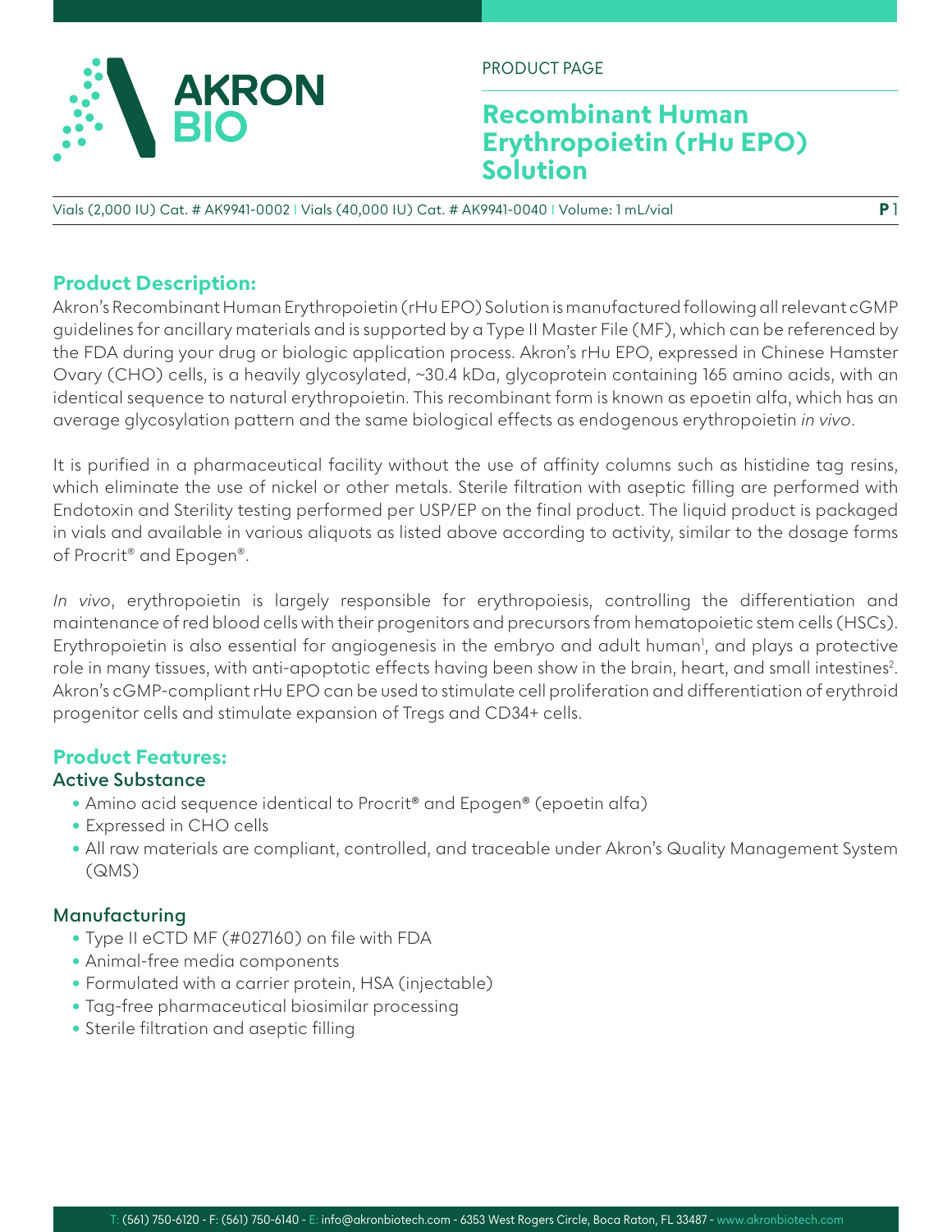PRODUCT PAGE

# Recombinant Human Erythropoietin (rHu EPO) Solution

Vials (2,000 IU) Cat. # AK9941-0002 | Vials (40,000 IU) Cat. # AK9941-0040 | Volume: 1 mL/vial

## Product Description:

Akron's Recombinant Human Erythropoietin (rHu EPO) Solution is manufactured following all relevant cGMP guidelines for ancillary materials and is supported by a Type II Master File (MF), which can be referenced by the FDA during your drug or biologic application process. Akron's rHu EPO, expressed in Chinese Hamster Ovary (CHO) cells, is a heavily glycosylated, ~30.4 kDa, glycoprotein containing 165 amino acids, with an identical sequence to natural erythropoietin. This recombinant form is known as epoetin alfa, which has an average glycosylation pattern and the same biological effects as endogenous erythropoietin *in vivo*.

It is purified in a pharmaceutical facility without the use of affinity columns such as histidine tag resins, which eliminate the use of nickel or other metals. Sterile filtration with aseptic filling are performed with Endotoxin and Sterility testing performed per USP/EP on the final product. The liquid product is packaged in vials and available in various aliquots as listed above according to activity, similar to the dosage forms of Procrit® and Epogen®.

*In vivo*, erythropoietin is largely responsible for erythropoiesis, controlling the differentiation and maintenance of red blood cells with their progenitors and precursors from hematopoietic stem cells (HSCs). Erythropoietin is also essential for angiogenesis in the embryo and adult human[1], and plays a protective role in many tissues, with anti-apoptotic effects having been show in the brain, heart, and small intestines[2]. Akron's cGMP-compliant rHu EPO can be used to stimulate cell proliferation and differentiation of erythroid progenitor cells and stimulate expansion of Tregs and CD34+ cells.

## Product Features:

### Active Substance

- Amino acid sequence identical to Procrit® and Epogen® (epoetin alfa)
- Expressed in CHO cells
- All raw materials are compliant, controlled, and traceable under Akron's Quality Management System (QMS)

### Manufacturing

- Type II eCTD MF (#027160) on file with FDA
- Animal-free media components
- Formulated with a carrier protein, HSA (injectable)
- Tag-free pharmaceutical biosimilar processing
- Sterile filtration and aseptic filling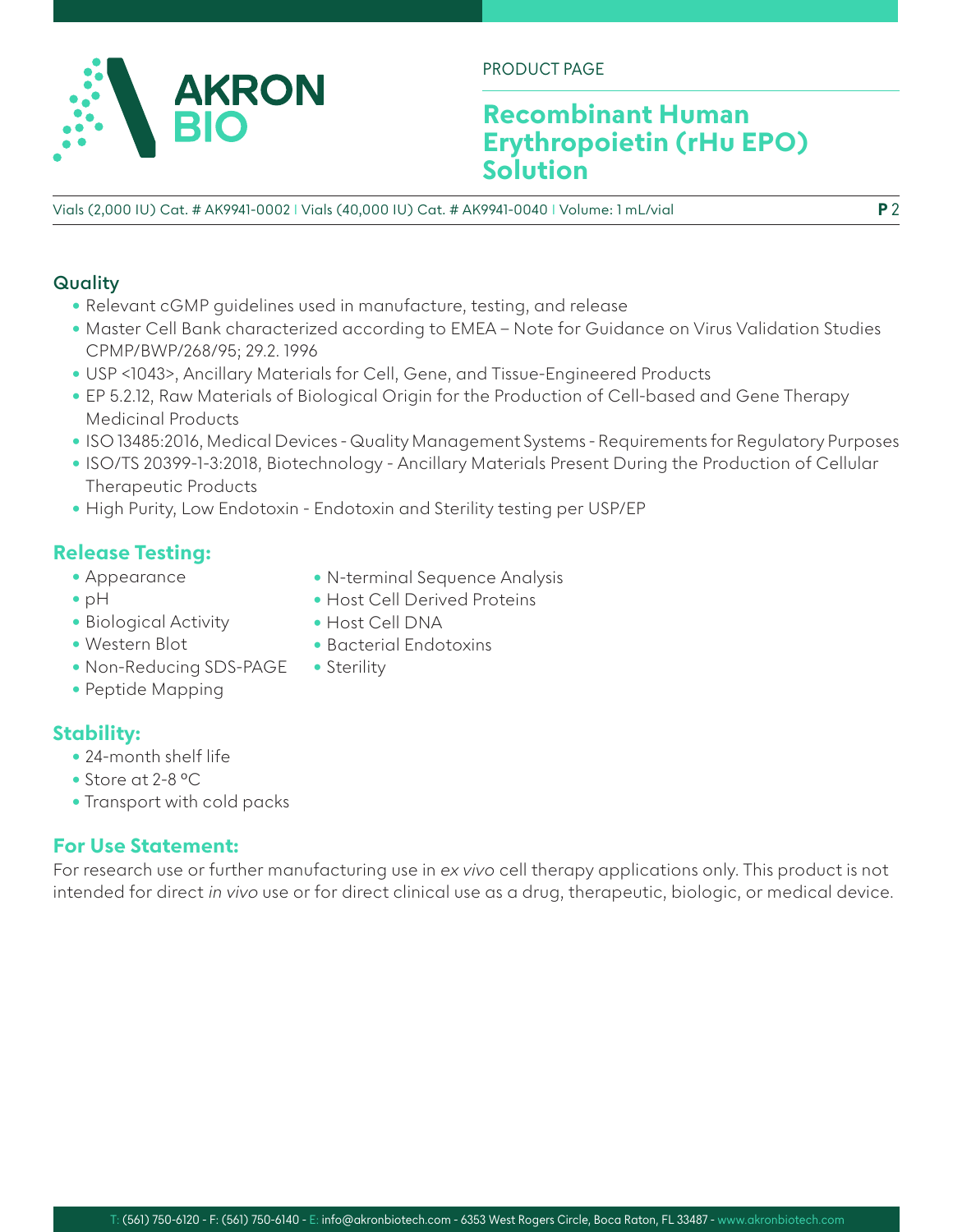## Quality

- Relevant cGMP guidelines used in manufacture, testing, and release
- Master Cell Bank characterized according to EMEA – Note for Guidance on Virus Validation Studies CPMP/BWP/268/95; 29.2. 1996
- USP <1043>, Ancillary Materials for Cell, Gene, and Tissue-Engineered Products
- EP 5.2.12, Raw Materials of Biological Origin for the Production of Cell-based and Gene Therapy Medicinal Products
- ISO 13485:2016, Medical Devices - Quality Management Systems - Requirements for Regulatory Purposes
- ISO/TS 20399-1-3:2018, Biotechnology - Ancillary Materials Present During the Production of Cellular Therapeutic Products
- High Purity, Low Endotoxin - Endotoxin and Sterility testing per USP/EP

## Release Testing:

- Appearance
- pH
- Biological Activity
- Western Blot
- Non-Reducing SDS-PAGE
- Peptide Mapping
- N-terminal Sequence Analysis
- Host Cell Derived Proteins
- Host Cell DNA
- Bacterial Endotoxins
- Sterility

## Stability:

- 24-month shelf life
- Store at 2-8 ºC
- Transport with cold packs

## For Use Statement:

For research use or further manufacturing use in *ex vivo* cell therapy applications only. This product is not intended for direct *in vivo* use or for direct clinical use as a drug, therapeutic, biologic, or medical device.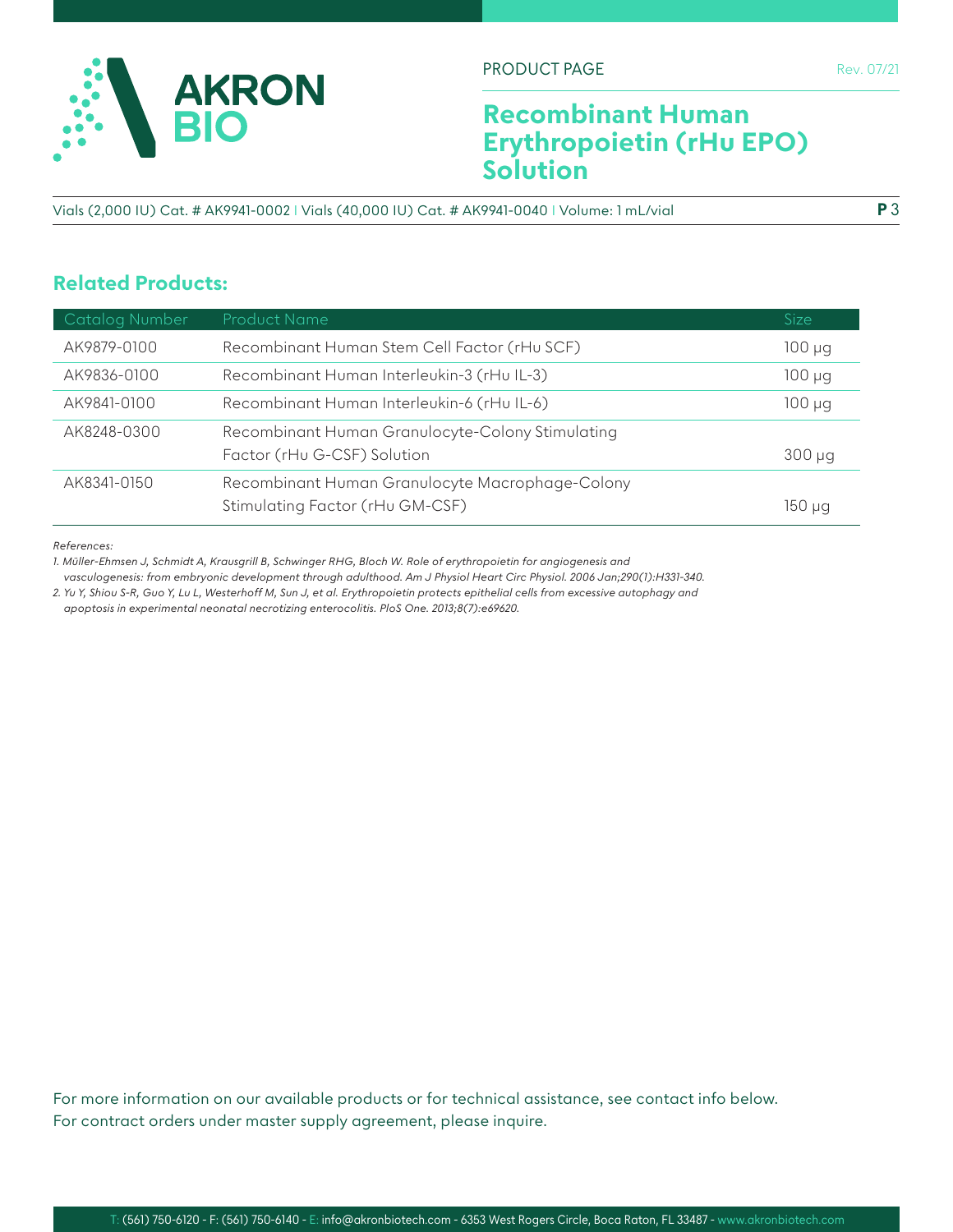## Related Products:

| Catalog Number | Product Name | Size |
|---|---|---|
| AK9879-0100 | Recombinant Human Stem Cell Factor (rHu SCF) | 100 µg |
| AK9836-0100 | Recombinant Human Interleukin-3 (rHu IL-3) | 100 µg |
| AK9841-0100 | Recombinant Human Interleukin-6 (rHu IL-6) | 100 µg |
| AK8248-0300 | Recombinant Human Granulocyte-Colony Stimulating Factor (rHu G-CSF) Solution | 300 µg |
| AK8341-0150 | Recombinant Human Granulocyte Macrophage-Colony Stimulating Factor (rHu GM-CSF) | 150 µg |

*References:*

*1. Müller-Ehmsen J, Schmidt A, Krausgrill B, Schwinger RHG, Bloch W. Role of erythropoietin for angiogenesis and vasculogenesis: from embryonic development through adulthood. Am J Physiol Heart Circ Physiol. 2006 Jan;290(1):H331-340.*

*2. Yu Y, Shiou S-R, Guo Y, Lu L, Westerhoff M, Sun J, et al. Erythropoietin protects epithelial cells from excessive autophagy and apoptosis in experimental neonatal necrotizing enterocolitis. PloS One. 2013;8(7):e69620.*

For more information on our available products or for technical assistance, see contact info below.
For contract orders under master supply agreement, please inquire.

T: (561) 750-6120 - F: (561) 750-6140 - E: info@akronbiotech.com - 6353 West Rogers Circle, Boca Raton, FL 33487 - www.akronbiotech.com